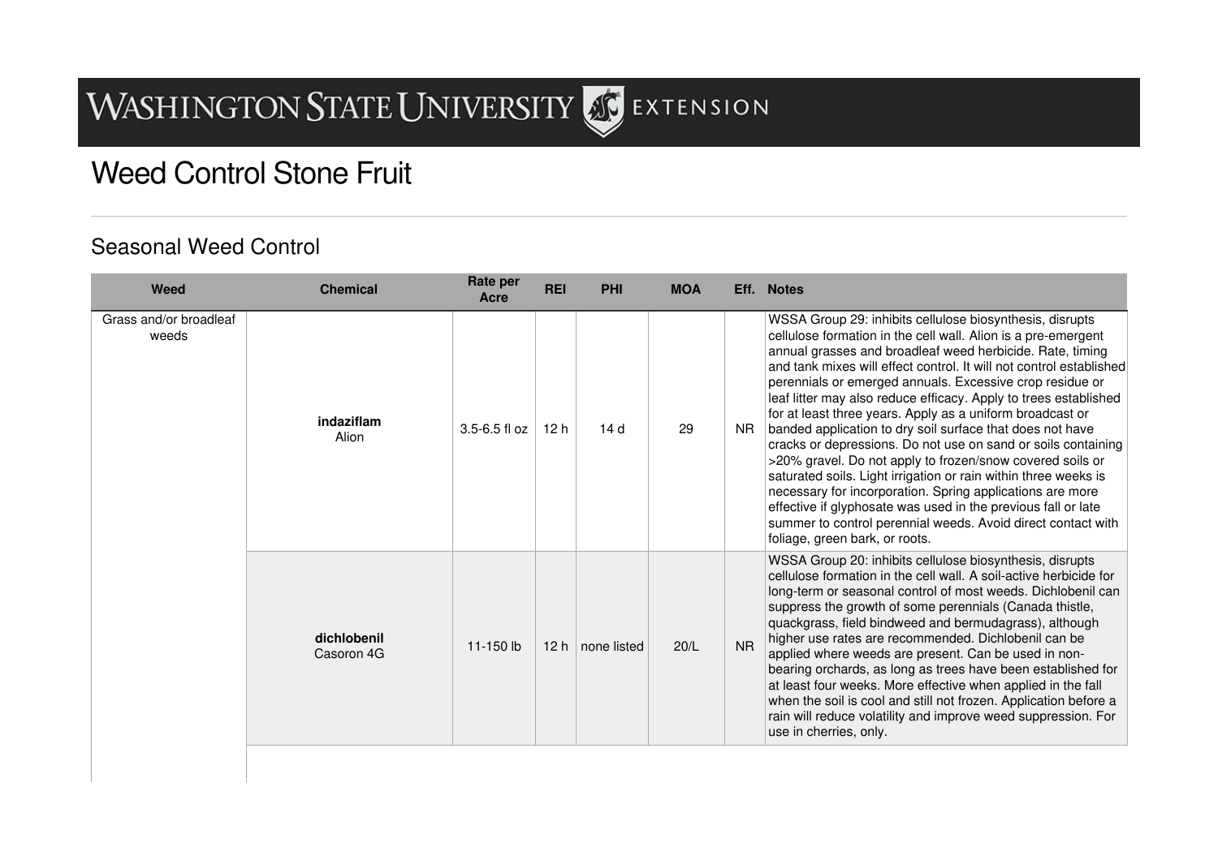# Weed Control Stone Fruit

## Seasonal Weed Control

| Weed | Chemical | Rate per Acre | REI | PHI | MOA | Eff. | Notes |
|---|---|---|---|---|---|---|---|
| Grass and/or broadleaf weeds | **indaziflam** Alion | 3.5-6.5 fl oz | 12 h | 14 d | 29 | NR | WSSA Group 29: inhibits cellulose biosynthesis, disrupts cellulose formation in the cell wall. Alion is a pre-emergent annual grasses and broadleaf weed herbicide. Rate, timing and tank mixes will effect control. It will not control established perennials or emerged annuals. Excessive crop residue or leaf litter may also reduce efficacy. Apply to trees established for at least three years. Apply as a uniform broadcast or banded application to dry soil surface that does not have cracks or depressions. Do not use on sand or soils containing >20% gravel. Do not apply to frozen/snow covered soils or saturated soils. Light irrigation or rain within three weeks is necessary for incorporation. Spring applications are more effective if glyphosate was used in the previous fall or late summer to control perennial weeds. Avoid direct contact with foliage, green bark, or roots. |
| | **dichlobenil** Casoron 4G | 11-150 lb | 12 h | none listed | 20/L | NR | WSSA Group 20: inhibits cellulose biosynthesis, disrupts cellulose formation in the cell wall. A soil-active herbicide for long-term or seasonal control of most weeds. Dichlobenil can suppress the growth of some perennials (Canada thistle, quackgrass, field bindweed and bermudagrass), although higher use rates are recommended. Dichlobenil can be applied where weeds are present. Can be used in non-bearing orchards, as long as trees have been established for at least four weeks. More effective when applied in the fall when the soil is cool and still not frozen. Application before a rain will reduce volatility and improve weed suppression. For use in cherries, only. |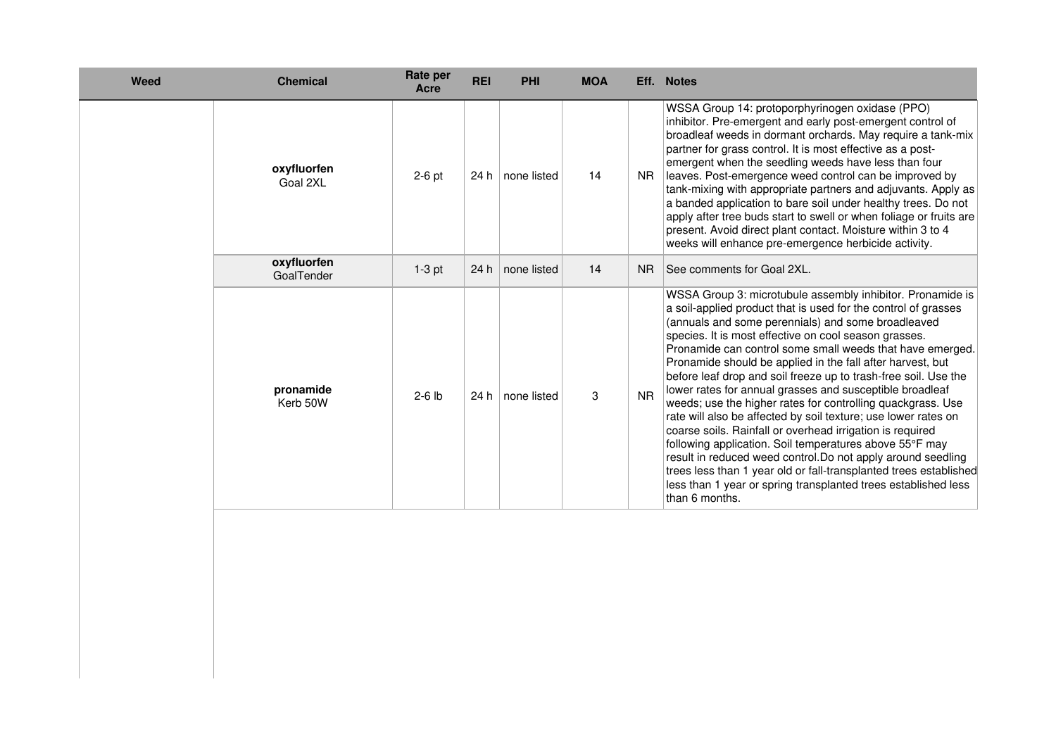| Weed | Chemical | Rate per Acre | REI | PHI | MOA | Eff. | Notes |
|---|---|---|---|---|---|---|---|
| | **oxyfluorfen** Goal 2XL | 2-6 pt | 24 h | none listed | 14 | NR | WSSA Group 14: protoporphyrinogen oxidase (PPO) inhibitor. Pre-emergent and early post-emergent control of broadleaf weeds in dormant orchards. May require a tank-mix partner for grass control. It is most effective as a post-emergent when the seedling weeds have less than four leaves. Post-emergence weed control can be improved by tank-mixing with appropriate partners and adjuvants. Apply as a banded application to bare soil under healthy trees. Do not apply after tree buds start to swell or when foliage or fruits are present. Avoid direct plant contact. Moisture within 3 to 4 weeks will enhance pre-emergence herbicide activity. |
| | **oxyfluorfen** GoalTender | 1-3 pt | 24 h | none listed | 14 | NR | See comments for Goal 2XL. |
| | **pronamide** Kerb 50W | 2-6 lb | 24 h | none listed | 3 | NR | WSSA Group 3: microtubule assembly inhibitor. Pronamide is a soil-applied product that is used for the control of grasses (annuals and some perennials) and some broadleaved species. It is most effective on cool season grasses. Pronamide can control some small weeds that have emerged. Pronamide should be applied in the fall after harvest, but before leaf drop and soil freeze up to trash-free soil. Use the lower rates for annual grasses and susceptible broadleaf weeds; use the higher rates for controlling quackgrass. Use rate will also be affected by soil texture; use lower rates on coarse soils. Rainfall or overhead irrigation is required following application. Soil temperatures above 55°F may result in reduced weed control.Do not apply around seedling trees less than 1 year old or fall-transplanted trees established less than 1 year or spring transplanted trees established less than 6 months. |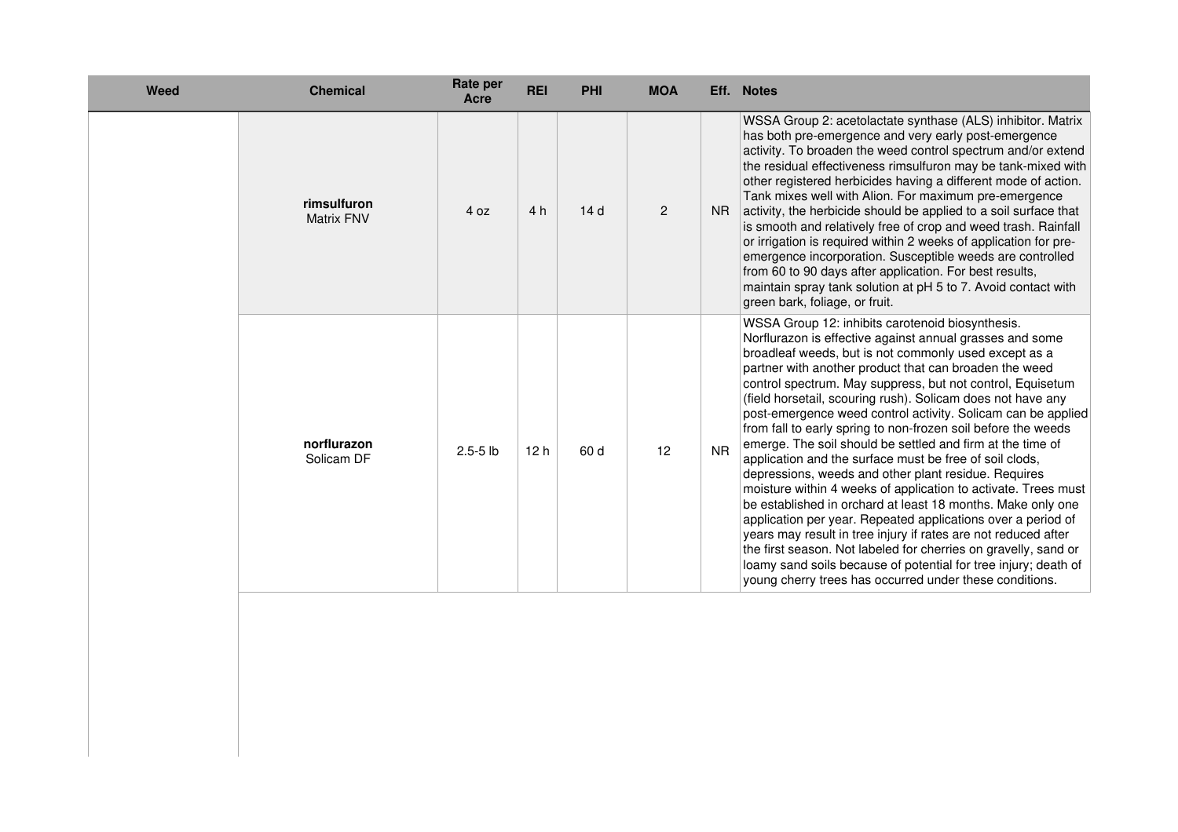| Weed | Chemical | Rate per Acre | REI | PHI | MOA | Eff. | Notes |
|---|---|---|---|---|---|---|---|
| | **rimsulfuron** Matrix FNV | 4 oz | 4 h | 14 d | 2 | NR | WSSA Group 2: acetolactate synthase (ALS) inhibitor. Matrix has both pre-emergence and very early post-emergence activity. To broaden the weed control spectrum and/or extend the residual effectiveness rimsulfuron may be tank-mixed with other registered herbicides having a different mode of action. Tank mixes well with Alion. For maximum pre-emergence activity, the herbicide should be applied to a soil surface that is smooth and relatively free of crop and weed trash. Rainfall or irrigation is required within 2 weeks of application for pre-emergence incorporation. Susceptible weeds are controlled from 60 to 90 days after application. For best results, maintain spray tank solution at pH 5 to 7. Avoid contact with green bark, foliage, or fruit. |
| | **norflurazon** Solicam DF | 2.5-5 lb | 12 h | 60 d | 12 | NR | WSSA Group 12: inhibits carotenoid biosynthesis. Norflurazon is effective against annual grasses and some broadleaf weeds, but is not commonly used except as a partner with another product that can broaden the weed control spectrum. May suppress, but not control, Equisetum (field horsetail, scouring rush). Solicam does not have any post-emergence weed control activity. Solicam can be applied from fall to early spring to non-frozen soil before the weeds emerge. The soil should be settled and firm at the time of application and the surface must be free of soil clods, depressions, weeds and other plant residue. Requires moisture within 4 weeks of application to activate. Trees must be established in orchard at least 18 months. Make only one application per year. Repeated applications over a period of years may result in tree injury if rates are not reduced after the first season. Not labeled for cherries on gravelly, sand or loamy sand soils because of potential for tree injury; death of young cherry trees has occurred under these conditions. |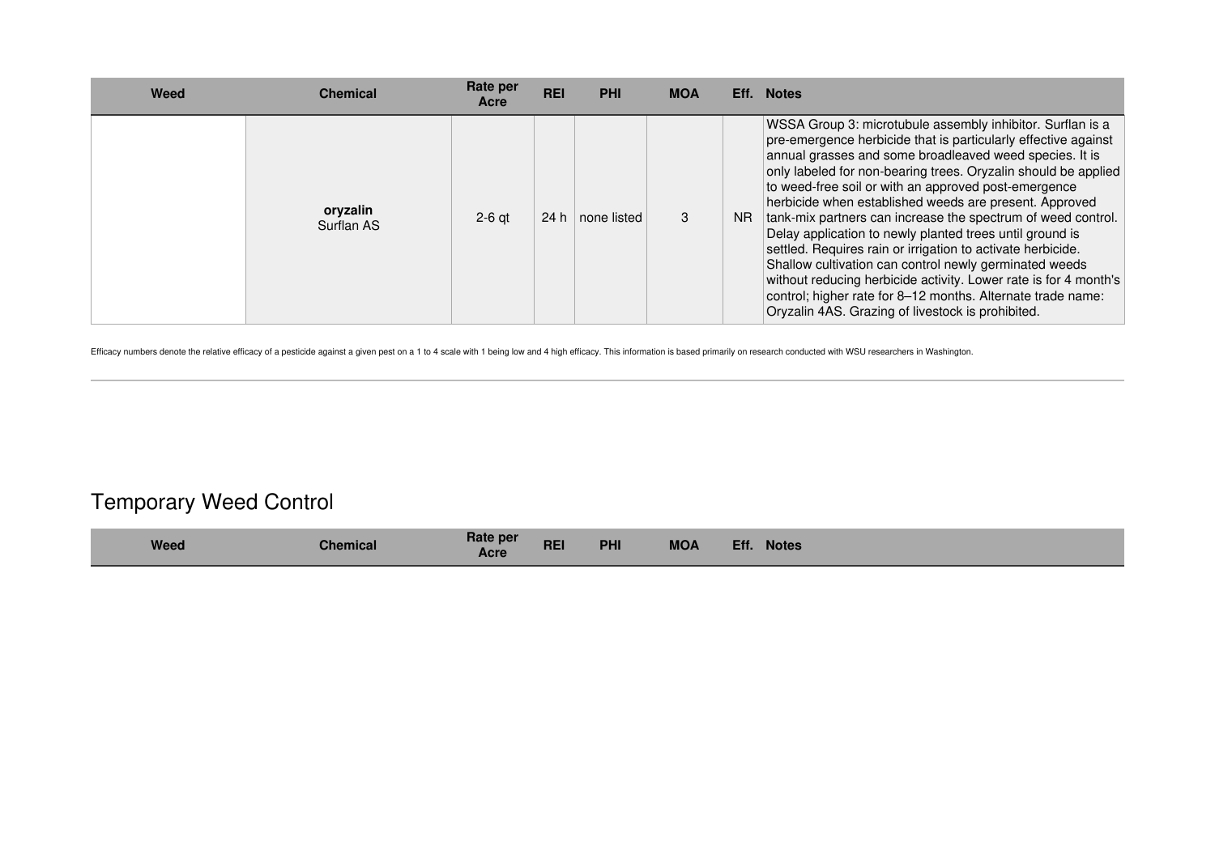| Weed | Chemical | Rate per Acre | REI | PHI | MOA | Eff. | Notes |
|---|---|---|---|---|---|---|---|
| | **oryzalin** Surflan AS | 2-6 qt | 24 h | none listed | 3 | NR | WSSA Group 3: microtubule assembly inhibitor. Surflan is a pre-emergence herbicide that is particularly effective against annual grasses and some broadleaved weed species. It is only labeled for non-bearing trees. Oryzalin should be applied to weed-free soil or with an approved post-emergence herbicide when established weeds are present. Approved tank-mix partners can increase the spectrum of weed control. Delay application to newly planted trees until ground is settled. Requires rain or irrigation to activate herbicide. Shallow cultivation can control newly germinated weeds without reducing herbicide activity. Lower rate is for 4 month's control; higher rate for 8–12 months. Alternate trade name: Oryzalin 4AS. Grazing of livestock is prohibited. |

Efficacy numbers denote the relative efficacy of a pesticide against a given pest on a 1 to 4 scale with 1 being low and 4 high efficacy. This information is based primarily on research conducted with WSU researchers in Washington.

## Temporary Weed Control

| Weed | Chemical | Rate per Acre | REI | PHI | MOA | Eff. | Notes |
|---|---|---|---|---|---|---|---|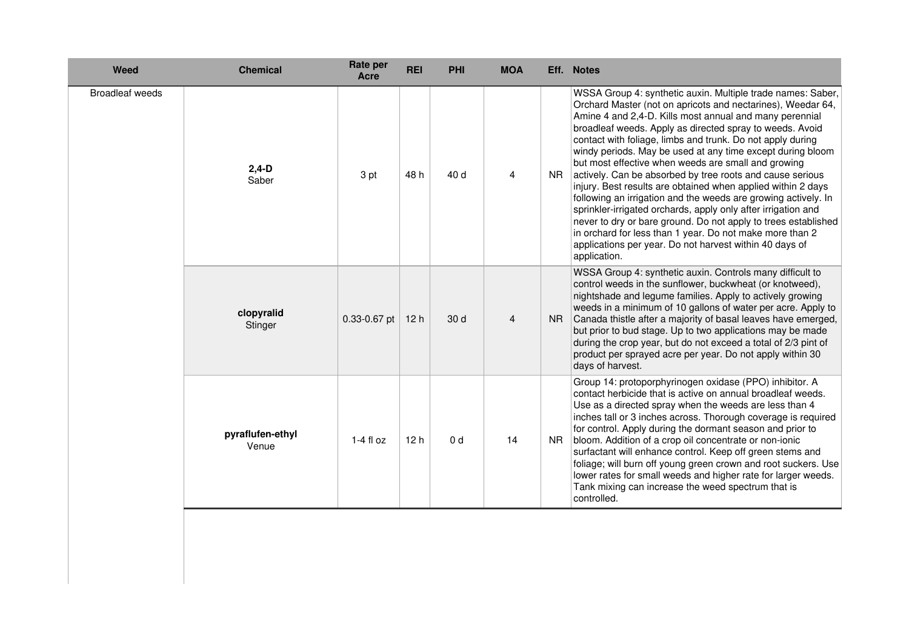| Weed | Chemical | Rate per Acre | REI | PHI | MOA | Eff. | Notes |
|---|---|---|---|---|---|---|---|
| Broadleaf weeds | **2,4-D** Saber | 3 pt | 48 h | 40 d | 4 | NR | WSSA Group 4: synthetic auxin. Multiple trade names: Saber, Orchard Master (not on apricots and nectarines), Weedar 64, Amine 4 and 2,4-D. Kills most annual and many perennial broadleaf weeds. Apply as directed spray to weeds. Avoid contact with foliage, limbs and trunk. Do not apply during windy periods. May be used at any time except during bloom but most effective when weeds are small and growing actively. Can be absorbed by tree roots and cause serious injury. Best results are obtained when applied within 2 days following an irrigation and the weeds are growing actively. In sprinkler-irrigated orchards, apply only after irrigation and never to dry or bare ground. Do not apply to trees established in orchard for less than 1 year. Do not make more than 2 applications per year. Do not harvest within 40 days of application. |
| | **clopyralid** Stinger | 0.33-0.67 pt | 12 h | 30 d | 4 | NR | WSSA Group 4: synthetic auxin. Controls many difficult to control weeds in the sunflower, buckwheat (or knotweed), nightshade and legume families. Apply to actively growing weeds in a minimum of 10 gallons of water per acre. Apply to Canada thistle after a majority of basal leaves have emerged, but prior to bud stage. Up to two applications may be made during the crop year, but do not exceed a total of 2/3 pint of product per sprayed acre per year. Do not apply within 30 days of harvest. |
| | **pyraflufen-ethyl** Venue | 1-4 fl oz | 12 h | 0 d | 14 | NR | Group 14: protoporphyrinogen oxidase (PPO) inhibitor. A contact herbicide that is active on annual broadleaf weeds. Use as a directed spray when the weeds are less than 4 inches tall or 3 inches across. Thorough coverage is required for control. Apply during the dormant season and prior to bloom. Addition of a crop oil concentrate or non-ionic surfactant will enhance control. Keep off green stems and foliage; will burn off young green crown and root suckers. Use lower rates for small weeds and higher rate for larger weeds. Tank mixing can increase the weed spectrum that is controlled. |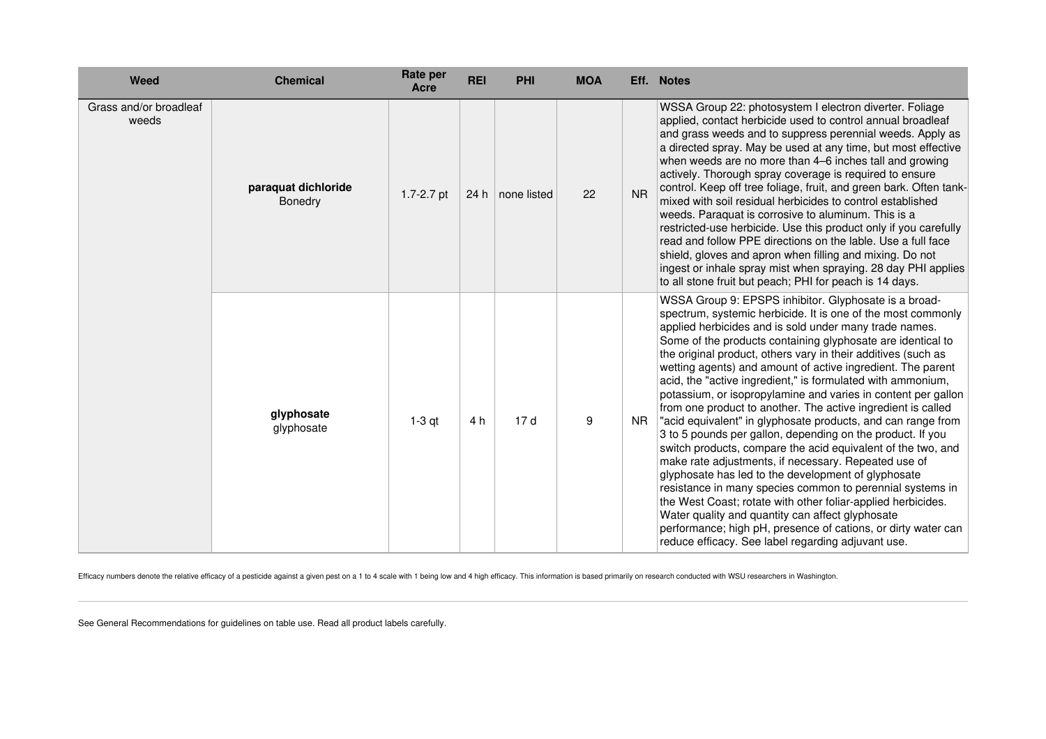| Weed | Chemical | Rate per Acre | REI | PHI | MOA | Eff. | Notes |
|---|---|---|---|---|---|---|---|
| Grass and/or broadleaf weeds | **paraquat dichloride** Bonedry | 1.7-2.7 pt | 24 h | none listed | 22 | NR | WSSA Group 22: photosystem I electron diverter. Foliage applied, contact herbicide used to control annual broadleaf and grass weeds and to suppress perennial weeds. Apply as a directed spray. May be used at any time, but most effective when weeds are no more than 4–6 inches tall and growing actively. Thorough spray coverage is required to ensure control. Keep off tree foliage, fruit, and green bark. Often tank-mixed with soil residual herbicides to control established weeds. Paraquat is corrosive to aluminum. This is a restricted-use herbicide. Use this product only if you carefully read and follow PPE directions on the lable. Use a full face shield, gloves and apron when filling and mixing. Do not ingest or inhale spray mist when spraying. 28 day PHI applies to all stone fruit but peach; PHI for peach is 14 days. |
| | **glyphosate** glyphosate | 1-3 qt | 4 h | 17 d | 9 | NR | WSSA Group 9: EPSPS inhibitor. Glyphosate is a broad-spectrum, systemic herbicide. It is one of the most commonly applied herbicides and is sold under many trade names. Some of the products containing glyphosate are identical to the original product, others vary in their additives (such as wetting agents) and amount of active ingredient. The parent acid, the "active ingredient," is formulated with ammonium, potassium, or isopropylamine and varies in content per gallon from one product to another. The active ingredient is called "acid equivalent" in glyphosate products, and can range from 3 to 5 pounds per gallon, depending on the product. If you switch products, compare the acid equivalent of the two, and make rate adjustments, if necessary. Repeated use of glyphosate has led to the development of glyphosate resistance in many species common to perennial systems in the West Coast; rotate with other foliar-applied herbicides. Water quality and quantity can affect glyphosate performance; high pH, presence of cations, or dirty water can reduce efficacy. See label regarding adjuvant use. |

Efficacy numbers denote the relative efficacy of a pesticide against a given pest on a 1 to 4 scale with 1 being low and 4 high efficacy. This information is based primarily on research conducted with WSU researchers in Washington.

See General Recommendations for guidelines on table use. Read all product labels carefully.